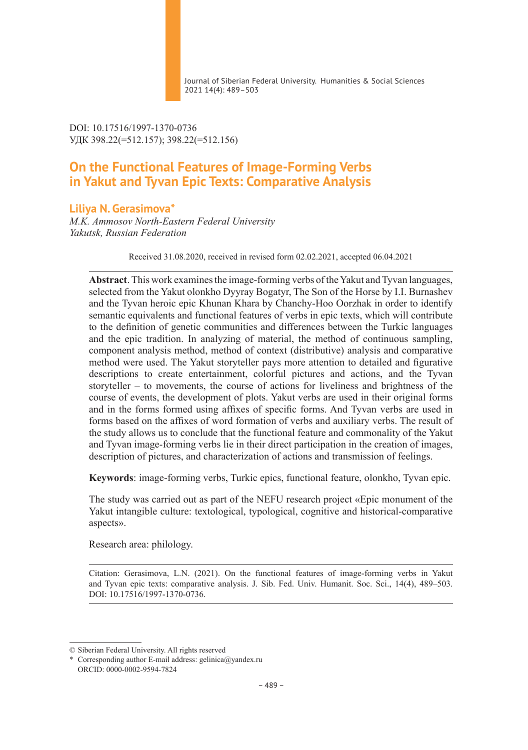DOI: 10.17516/1997-1370-0736
УДК 398.22(=512.157); 398.22(=512.156)

# On the Functional Features of Image-Forming Verbs in Yakut and Tyvan Epic Texts: Comparative Analysis

**Liliya N. Gerasimova***
*M.K. Ammosov North-Eastern Federal University*
*Yakutsk, Russian Federation*

Received 31.08.2020, received in revised form 02.02.2021, accepted 06.04.2021

**Abstract**. This work examines the image-forming verbs of the Yakut and Tyvan languages, selected from the Yakut olonkho Dyyray Bogatyr, The Son of the Horse by I.I. Burnashev and the Tyvan heroic epic Khunan Khara by Chanchy-Hoo Oorzhak in order to identify semantic equivalents and functional features of verbs in epic texts, which will contribute to the definition of genetic communities and differences between the Turkic languages and the epic tradition. In analyzing of material, the method of continuous sampling, component analysis method, method of context (distributive) analysis and comparative method were used. The Yakut storyteller pays more attention to detailed and figurative descriptions to create entertainment, colorful pictures and actions, and the Tyvan storyteller – to movements, the course of actions for liveliness and brightness of the course of events, the development of plots. Yakut verbs are used in their original forms and in the forms formed using affixes of specific forms. And Tyvan verbs are used in forms based on the affixes of word formation of verbs and auxiliary verbs. The result of the study allows us to conclude that the functional feature and commonality of the Yakut and Tyvan image-forming verbs lie in their direct participation in the creation of images, description of pictures, and characterization of actions and transmission of feelings.

**Keywords**: image-forming verbs, Turkic epics, functional feature, olonkho, Tyvan epic.

The study was carried out as part of the NEFU research project «Epic monument of the Yakut intangible culture: textological, typological, cognitive and historical-comparative aspects».

Research area: philology.

Citation: Gerasimova, L.N. (2021). On the functional features of image-forming verbs in Yakut and Tyvan epic texts: comparative analysis. J. Sib. Fed. Univ. Humanit. Soc. Sci., 14(4), 489–503. DOI: 10.17516/1997-1370-0736.

---

© Siberian Federal University. All rights reserved
* Corresponding author E-mail address: gelinica@yandex.ru
ORCID: 0000-0002-9594-7824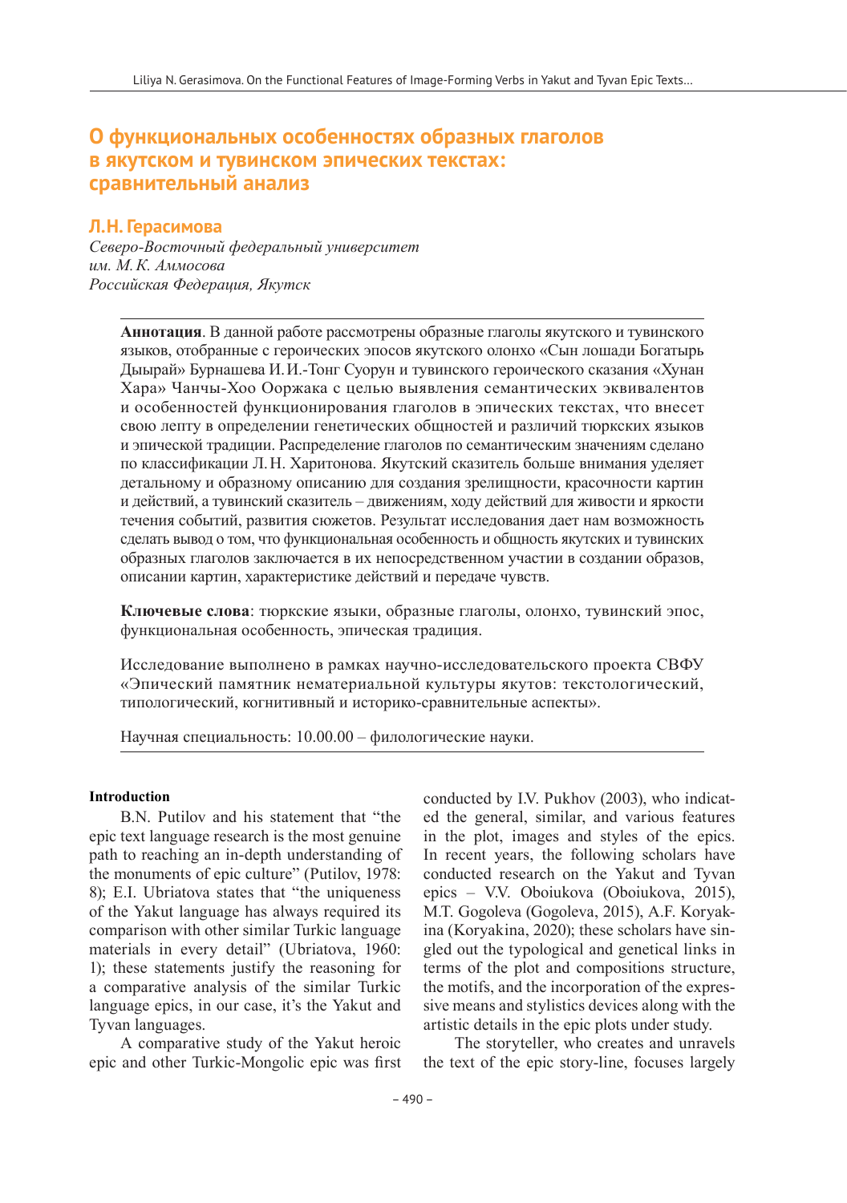# О функциональных особенностях образных глаголов в якутском и тувинском эпических текстах: сравнительный анализ

**Л.Н. Герасимова**

*Северо-Восточный федеральный университет им. М.К. Аммосова*
*Российская Федерация, Якутск*

---

**Аннотация**. В данной работе рассмотрены образные глаголы якутского и тувинского языков, отобранные с героических эпосов якутского олонхо «Сын лошади Богатырь Дыырай» Бурнашева И.И.-Тонг Суорун и тувинского героического сказания «Хунан Хара» Чанчы-Хоо Ооржака с целью выявления семантических эквивалентов и особенностей функционирования глаголов в эпических текстах, что внесет свою лепту в определении генетических общностей и различий тюркских языков и эпической традиции. Распределение глаголов по семантическим значениям сделано по классификации Л.Н. Харитонова. Якутский сказитель больше внимания уделяет детальному и образному описанию для создания зрелищности, красочности картин и действий, а тувинский сказитель – движениям, ходу действий для живости и яркости течения событий, развития сюжетов. Результат исследования дает нам возможность сделать вывод о том, что функциональная особенность и общность якутских и тувинских образных глаголов заключается в их непосредственном участии в создании образов, описании картин, характеристике действий и передаче чувств.

**Ключевые слова**: тюркские языки, образные глаголы, олонхо, тувинский эпос, функциональная особенность, эпическая традиция.

Исследование выполнено в рамках научно-исследовательского проекта СВФУ «Эпический памятник нематериальной культуры якутов: текстологический, типологический, когнитивный и историко-сравнительные аспекты».

Научная специальность: 10.00.00 – филологические науки.

---

**Introduction**

B.N. Putilov and his statement that "the epic text language research is the most genuine path to reaching an in-depth understanding of the monuments of epic culture" (Putilov, 1978: 8); E.I. Ubriatova states that "the uniqueness of the Yakut language has always required its comparison with other similar Turkic language materials in every detail" (Ubriatova, 1960: 1); these statements justify the reasoning for a comparative analysis of the similar Turkic language epics, in our case, it's the Yakut and Tyvan languages.

A comparative study of the Yakut heroic epic and other Turkic-Mongolic epic was first conducted by I.V. Pukhov (2003), who indicated the general, similar, and various features in the plot, images and styles of the epics. In recent years, the following scholars have conducted research on the Yakut and Tyvan epics – V.V. Oboiukova (Oboiukova, 2015), M.T. Gogoleva (Gogoleva, 2015), A.F. Koryakina (Koryakina, 2020); these scholars have singled out the typological and genetical links in terms of the plot and compositions structure, the motifs, and the incorporation of the expressive means and stylistics devices along with the artistic details in the epic plots under study.

The storyteller, who creates and unravels the text of the epic story-line, focuses largely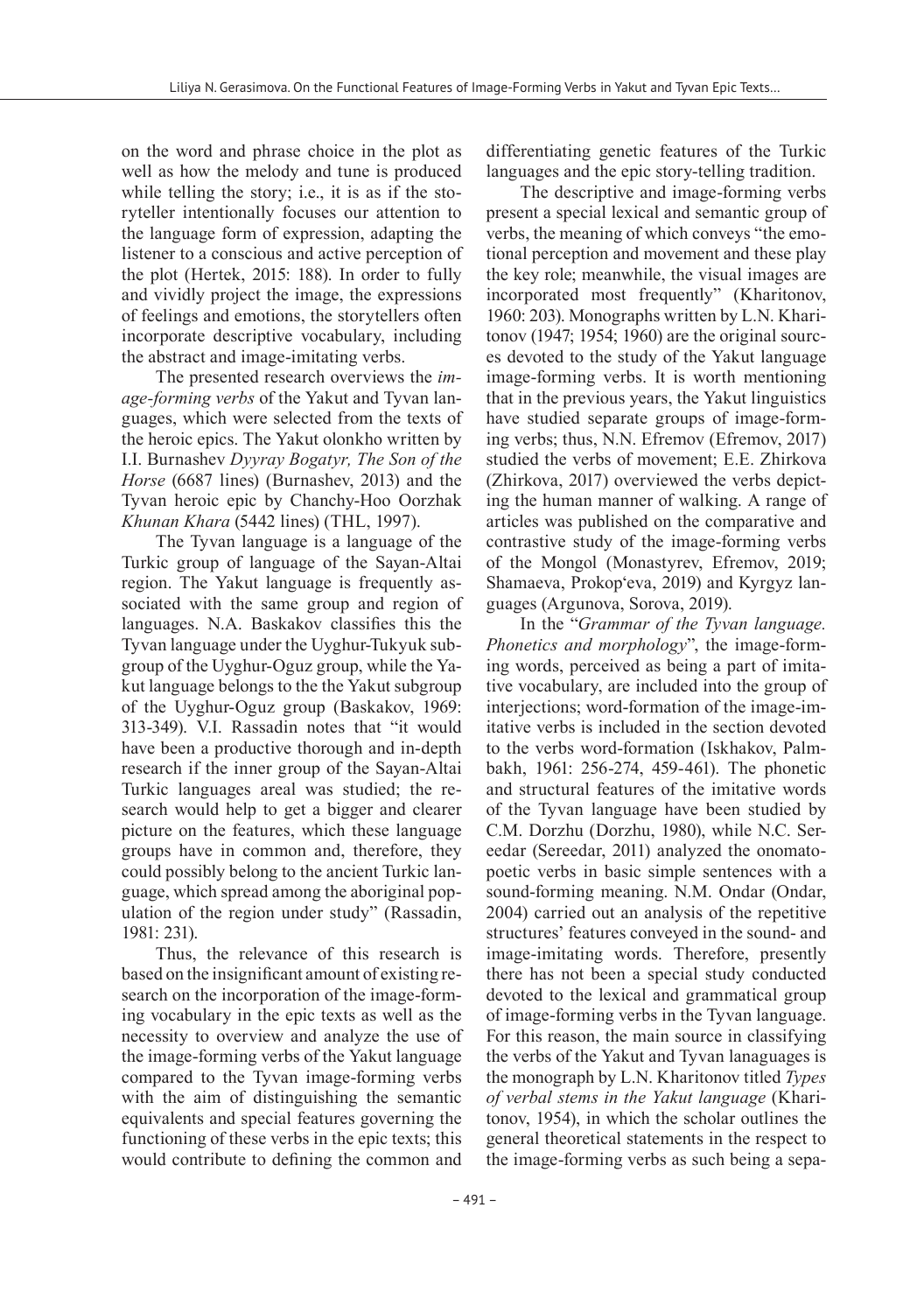on the word and phrase choice in the plot as well as how the melody and tune is produced while telling the story; i.e., it is as if the storyteller intentionally focuses our attention to the language form of expression, adapting the listener to a conscious and active perception of the plot (Hertek, 2015: 188). In order to fully and vividly project the image, the expressions of feelings and emotions, the storytellers often incorporate descriptive vocabulary, including the abstract and image-imitating verbs.

The presented research overviews the *image-forming verbs* of the Yakut and Tyvan languages, which were selected from the texts of the heroic epics. The Yakut olonkho written by I.I. Burnashev *Dyyray Bogatyr, The Son of the Horse* (6687 lines) (Burnashev, 2013) and the Tyvan heroic epic by Chanchy-Hoo Oorzhak *Khunan Khara* (5442 lines) (THL, 1997).

The Tyvan language is a language of the Turkic group of language of the Sayan-Altai region. The Yakut language is frequently associated with the same group and region of languages. N.A. Baskakov classifies this the Tyvan language under the Uyghur-Tukyuk subgroup of the Uyghur-Oguz group, while the Yakut language belongs to the the Yakut subgroup of the Uyghur-Oguz group (Baskakov, 1969: 313-349). V.I. Rassadin notes that "it would have been a productive thorough and in-depth research if the inner group of the Sayan-Altai Turkic languages areal was studied; the research would help to get a bigger and clearer picture on the features, which these language groups have in common and, therefore, they could possibly belong to the ancient Turkic language, which spread among the aboriginal population of the region under study" (Rassadin, 1981: 231).

Thus, the relevance of this research is based on the insignificant amount of existing research on the incorporation of the image-forming vocabulary in the epic texts as well as the necessity to overview and analyze the use of the image-forming verbs of the Yakut language compared to the Tyvan image-forming verbs with the aim of distinguishing the semantic equivalents and special features governing the functioning of these verbs in the epic texts; this would contribute to defining the common and differentiating genetic features of the Turkic languages and the epic story-telling tradition.

The descriptive and image-forming verbs present a special lexical and semantic group of verbs, the meaning of which conveys "the emotional perception and movement and these play the key role; meanwhile, the visual images are incorporated most frequently" (Kharitonov, 1960: 203). Monographs written by L.N. Kharitonov (1947; 1954; 1960) are the original sources devoted to the study of the Yakut language image-forming verbs. It is worth mentioning that in the previous years, the Yakut linguistics have studied separate groups of image-forming verbs; thus, N.N. Efremov (Efremov, 2017) studied the verbs of movement; E.E. Zhirkova (Zhirkova, 2017) overviewed the verbs depicting the human manner of walking. A range of articles was published on the comparative and contrastive study of the image-forming verbs of the Mongol (Monastyrev, Efremov, 2019; Shamaeva, Prokop'eva, 2019) and Kyrgyz languages (Argunova, Sorova, 2019).

In the "*Grammar of the Tyvan language. Phonetics and morphology*", the image-forming words, perceived as being a part of imitative vocabulary, are included into the group of interjections; word-formation of the image-imitative verbs is included in the section devoted to the verbs word-formation (Iskhakov, Palmbakh, 1961: 256-274, 459-461). The phonetic and structural features of the imitative words of the Tyvan language have been studied by C.M. Dorzhu (Dorzhu, 1980), while N.C. Sereedar (Sereedar, 2011) analyzed the onomatopoetic verbs in basic simple sentences with a sound-forming meaning. N.M. Ondar (Ondar, 2004) carried out an analysis of the repetitive structures' features conveyed in the sound- and image-imitating words. Therefore, presently there has not been a special study conducted devoted to the lexical and grammatical group of image-forming verbs in the Tyvan language. For this reason, the main source in classifying the verbs of the Yakut and Tyvan lanaguages is the monograph by L.N. Kharitonov titled *Types of verbal stems in the Yakut language* (Kharitonov, 1954), in which the scholar outlines the general theoretical statements in the respect to the image-forming verbs as such being a sepa-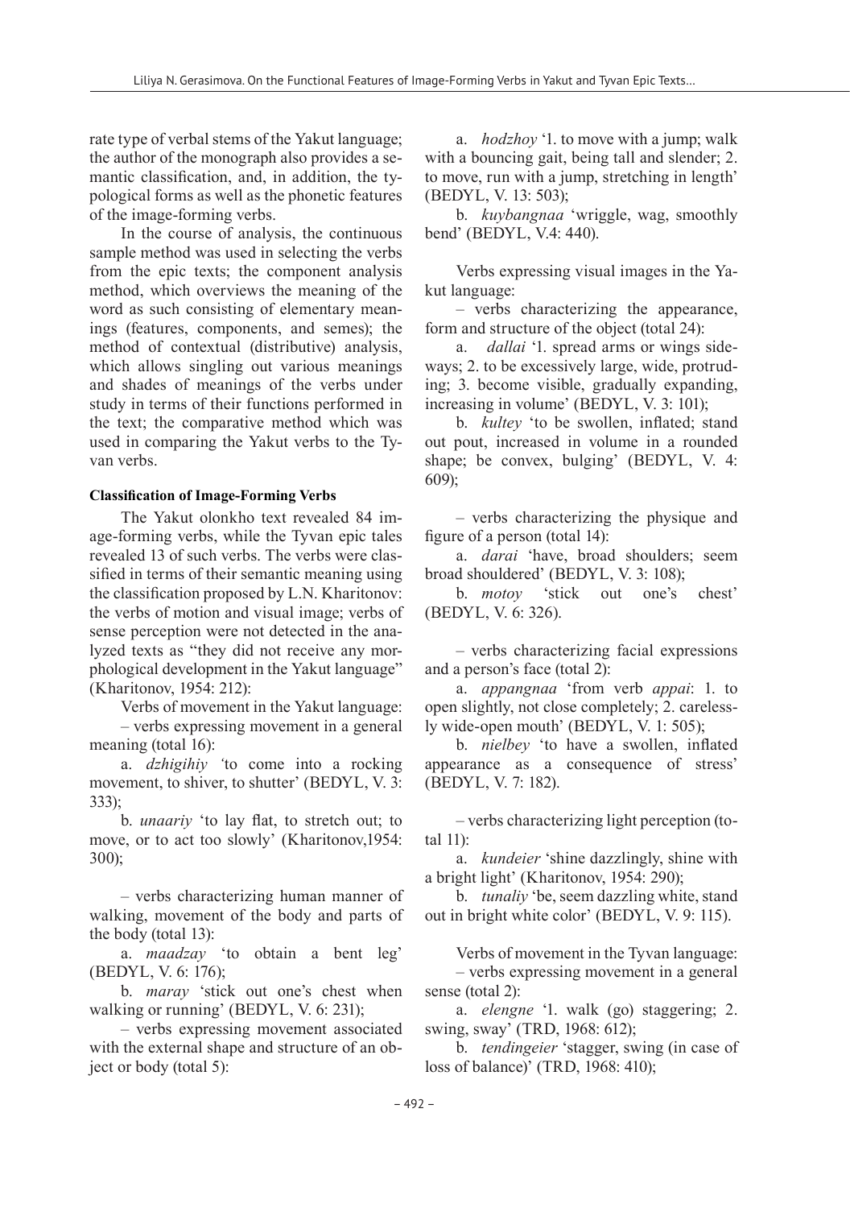rate type of verbal stems of the Yakut language; the author of the monograph also provides a semantic classification, and, in addition, the typological forms as well as the phonetic features of the image-forming verbs.

In the course of analysis, the continuous sample method was used in selecting the verbs from the epic texts; the component analysis method, which overviews the meaning of the word as such consisting of elementary meanings (features, components, and semes); the method of contextual (distributive) analysis, which allows singling out various meanings and shades of meanings of the verbs under study in terms of their functions performed in the text; the comparative method which was used in comparing the Yakut verbs to the Tyvan verbs.

#### Classification of Image-Forming Verbs

The Yakut olonkho text revealed 84 image-forming verbs, while the Tyvan epic tales revealed 13 of such verbs. The verbs were classified in terms of their semantic meaning using the classification proposed by L.N. Kharitonov: the verbs of motion and visual image; verbs of sense perception were not detected in the analyzed texts as "they did not receive any morphological development in the Yakut language" (Kharitonov, 1954: 212):

Verbs of movement in the Yakut language:

– verbs expressing movement in a general meaning (total 16):

a. *dzhigihiy* 'to come into a rocking movement, to shiver, to shutter' (BEDYL, V. 3: 333);

b. *unaariy* 'to lay flat, to stretch out; to move, or to act too slowly' (Kharitonov,1954: 300);

– verbs characterizing human manner of walking, movement of the body and parts of the body (total 13):

a. *maadzay* 'to obtain a bent leg' (BEDYL, V. 6: 176);

b. *maray* 'stick out one's chest when walking or running' (BEDYL, V. 6: 231);

– verbs expressing movement associated with the external shape and structure of an object or body (total 5):

a. *hodzhoy* '1. to move with a jump; walk with a bouncing gait, being tall and slender; 2. to move, run with a jump, stretching in length' (BEDYL, V. 13: 503);

b. *kuybangnaa* 'wriggle, wag, smoothly bend' (BEDYL, V.4: 440).

Verbs expressing visual images in the Yakut language:

– verbs characterizing the appearance, form and structure of the object (total 24):

a. *dallai* '1. spread arms or wings sideways; 2. to be excessively large, wide, protruding; 3. become visible, gradually expanding, increasing in volume' (BEDYL, V. 3: 101);

b. *kultey* 'to be swollen, inflated; stand out pout, increased in volume in a rounded shape; be convex, bulging' (BEDYL, V. 4: 609);

– verbs characterizing the physique and figure of a person (total 14):

a. *darai* 'have, broad shoulders; seem broad shouldered' (BEDYL, V. 3: 108);

b. *motoy* 'stick out one's chest' (BEDYL, V. 6: 326).

– verbs characterizing facial expressions and a person's face (total 2):

a. *appangnaa* 'from verb *appai*: 1. to open slightly, not close completely; 2. carelessly wide-open mouth' (BEDYL, V. 1: 505);

b. *nielbey* 'to have a swollen, inflated appearance as a consequence of stress' (BEDYL, V. 7: 182).

– verbs characterizing light perception (total 11):

a. *kundeier* 'shine dazzlingly, shine with a bright light' (Kharitonov, 1954: 290);

b. *tunaliy* 'be, seem dazzling white, stand out in bright white color' (BEDYL, V. 9: 115).

Verbs of movement in the Tyvan language:

– verbs expressing movement in a general sense (total 2):

a. *elengne* '1. walk (go) staggering; 2. swing, sway' (TRD, 1968: 612);

b. *tendingeier* 'stagger, swing (in case of loss of balance)' (TRD, 1968: 410);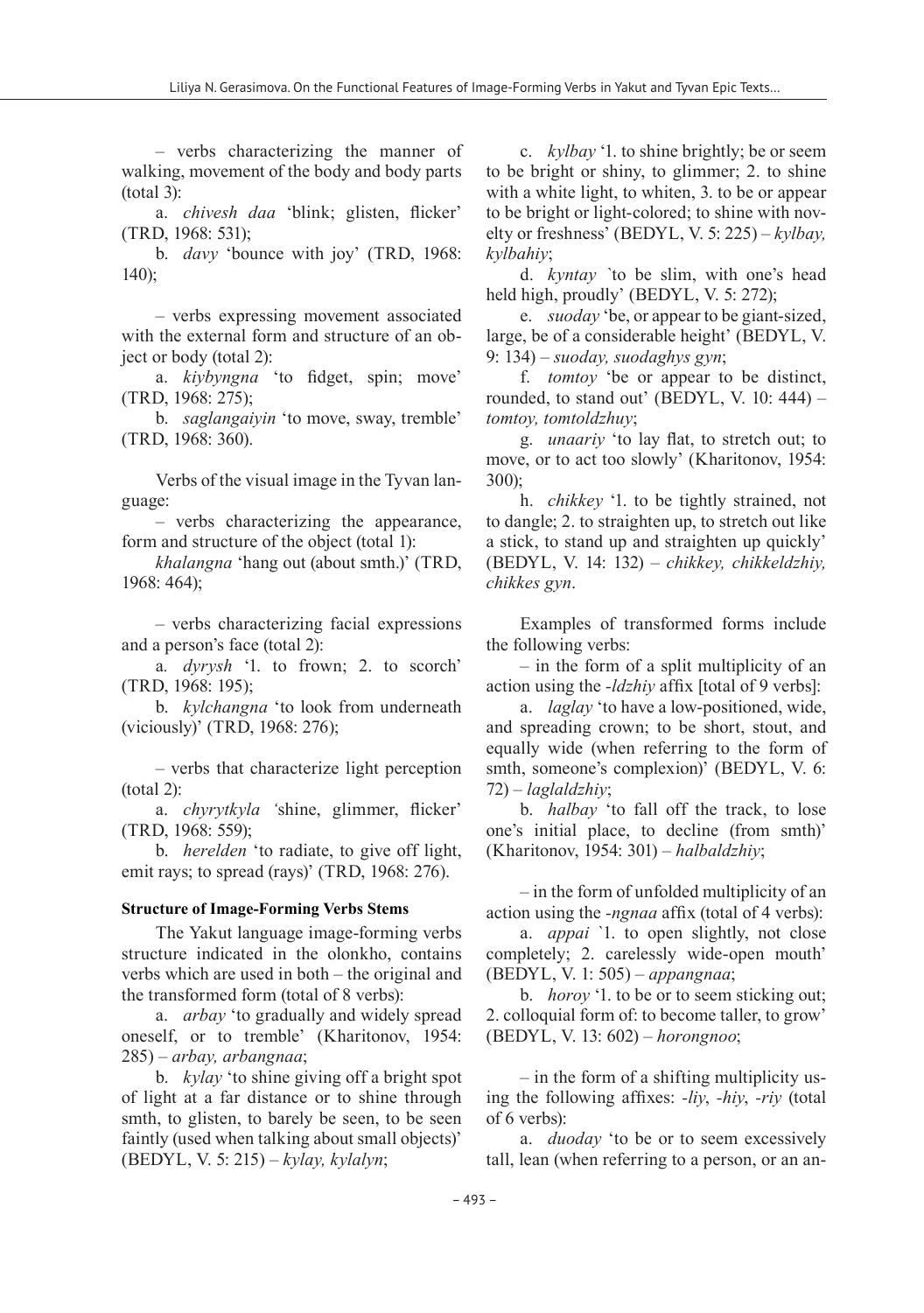– verbs characterizing the manner of walking, movement of the body and body parts (total 3):

a. *chivesh daa* 'blink; glisten, flicker' (TRD, 1968: 531);

b. *davy* 'bounce with joy' (TRD, 1968: 140);

– verbs expressing movement associated with the external form and structure of an object or body (total 2):

a. *kiybyngna* 'to fidget, spin; move' (TRD, 1968: 275);

b. *saglangaiyin* 'to move, sway, tremble' (TRD, 1968: 360).

Verbs of the visual image in the Tyvan language:

– verbs characterizing the appearance, form and structure of the object (total 1):

*khalangna* 'hang out (about smth.)' (TRD, 1968: 464);

– verbs characterizing facial expressions and a person's face (total 2):

a. *dyrysh* '1. to frown; 2. to scorch' (TRD, 1968: 195);

b. *kylchangna* 'to look from underneath (viciously)' (TRD, 1968: 276);

– verbs that characterize light perception (total 2):

a. *chyrytkyla '*shine, glimmer, flicker' (TRD, 1968: 559);

b. *herelden* 'to radiate, to give off light, emit rays; to spread (rays)' (TRD, 1968: 276).

**Structure of Image-Forming Verbs Stems**

The Yakut language image-forming verbs structure indicated in the olonkho, contains verbs which are used in both – the original and the transformed form (total of 8 verbs):

a. *arbay* 'to gradually and widely spread oneself, or to tremble' (Kharitonov, 1954: 285) – *arbay, arbangnaa*;

b. *kylay* 'to shine giving off a bright spot of light at a far distance or to shine through smth, to glisten, to barely be seen, to be seen faintly (used when talking about small objects)' (BEDYL, V. 5: 215) – *kylay, kylalyn*;

c. *kylbay* '1. to shine brightly; be or seem to be bright or shiny, to glimmer; 2. to shine with a white light, to whiten, 3. to be or appear to be bright or light-colored; to shine with novelty or freshness' (BEDYL, V. 5: 225) – *kylbay, kylbahiy*;

d. *kyntay* `to be slim, with one's head held high, proudly' (BEDYL, V. 5: 272);

e. *suoday* 'be, or appear to be giant-sized, large, be of a considerable height' (BEDYL, V. 9: 134) – *suoday, suodaghys gyn*;

f. *tomtoy* 'be or appear to be distinct, rounded, to stand out' (BEDYL, V. 10: 444) – *tomtoy, tomtoldzhuy*;

g. *unaariy* 'to lay flat, to stretch out; to move, or to act too slowly' (Kharitonov, 1954: 300);

h. *chikkey* '1. to be tightly strained, not to dangle; 2. to straighten up, to stretch out like a stick, to stand up and straighten up quickly' (BEDYL, V. 14: 132) – *chikkey, chikkeldzhiy, chikkes gyn*.

Examples of transformed forms include the following verbs:

– in the form of a split multiplicity of an action using the *-ldzhiy* affix [total of 9 verbs]:

a. *laglay* 'to have a low-positioned, wide, and spreading crown; to be short, stout, and equally wide (when referring to the form of smth, someone's complexion)' (BEDYL, V. 6: 72) – *laglaldzhiy*;

b. *halbay* 'to fall off the track, to lose one's initial place, to decline (from smth)' (Kharitonov, 1954: 301) – *halbaldzhiy*;

– in the form of unfolded multiplicity of an action using the *-ngnaa* affix (total of 4 verbs):

a. *appai* `1. to open slightly, not close completely; 2. carelessly wide-open mouth' (BEDYL, V. 1: 505) – *appangnaa*;

b. *horoy* '1. to be or to seem sticking out; 2. colloquial form of: to become taller, to grow' (BEDYL, V. 13: 602) – *horongnoo*;

– in the form of a shifting multiplicity using the following affixes: *-liy*, *-hiy*, *-riy* (total of 6 verbs):

a. *duoday* 'to be or to seem excessively tall, lean (when referring to a person, or an an-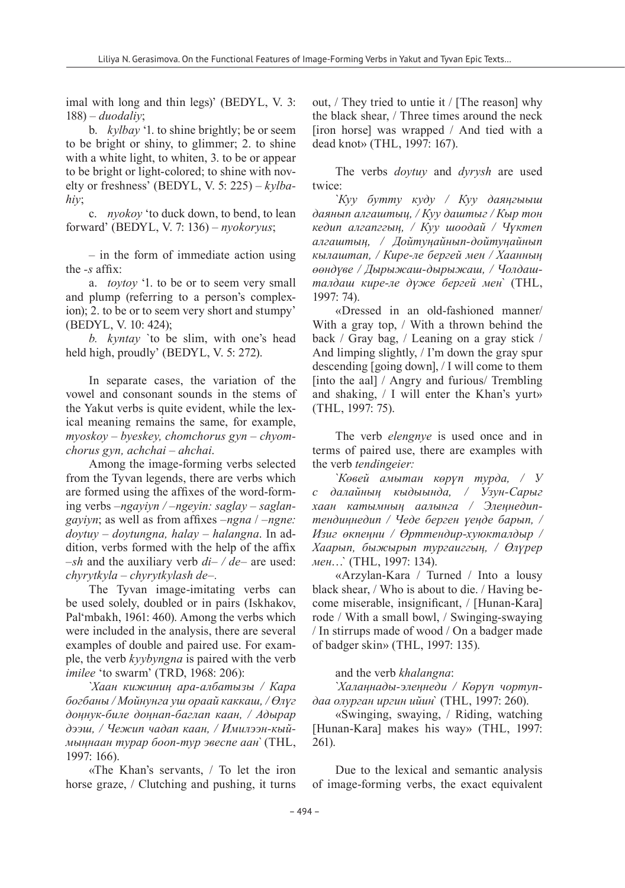imal with long and thin legs)' (BEDYL, V. 3: 188) – *duodaliy*;

b. *kylbay* '1. to shine brightly; be or seem to be bright or shiny, to glimmer; 2. to shine with a white light, to whiten, 3. to be or appear to be bright or light-colored; to shine with novelty or freshness' (BEDYL, V. 5: 225) – *kylbahiy*;

c. *nyokoy* 'to duck down, to bend, to lean forward' (BEDYL, V. 7: 136) – *nyokoryus*;

– in the form of immediate action using the *-s* affix:

a. *toytoy* '1. to be or to seem very small and plump (referring to a person's complexion); 2. to be or to seem very short and stumpy' (BEDYL, V. 10: 424);

*b. kyntay* `to be slim, with one's head held high, proudly' (BEDYL, V. 5: 272).

In separate cases, the variation of the vowel and consonant sounds in the stems of the Yakut verbs is quite evident, while the lexical meaning remains the same, for example, *myoskoy – byeskey, chomchorus gyn – chyomchorus gyn, achchai – ahchai*.

Among the image-forming verbs selected from the Tyvan legends, there are verbs which are formed using the affixes of the word-forming verbs *–ngayiyn / –ngeyin: saglay – saglangayiyn*; as well as from affixes *–ngna* / *–ngne: doytuy – doytungna, halay – halangna*. In addition, verbs formed with the help of the affix *–sh* and the auxiliary verb *di– / de–* are used: *chyrytkyla – chyrytkylash de–*.

The Tyvan image-imitating verbs can be used solely, doubled or in pairs (Iskhakov, Pal'mbakh, 1961: 460). Among the verbs which were included in the analysis, there are several examples of double and paired use. For example, the verb *kyybyngna* is paired with the verb *imilee* 'to swarm' (TRD, 1968: 206):

*`Хаан кижиниң ара-албатызы / Кара богбаны / Мойнунга уш ораай каккаш, / Өлүг доңнук-биле доңнап-баглап каан, / Адырар дээш, / Чежип чадап каан, / Имилээн-кыймыңнаан турар бооп-тур эвеспе аан`* (THL, 1997: 166).

«The Khan's servants, / To let the iron horse graze, / Clutching and pushing, it turns out, / They tried to untie it / [The reason] why the black shear, / Three times around the neck [iron horse] was wrapped / And tied with a dead knot» (THL, 1997: 167).

The verbs *doytuy* and *dyrysh* are used twice:

*`Куу бутту куду / Куу даяңгыыш даянып алгаштың, / Куу даштыг / Кыр тон кедип алганггың, / Куу шоодай / Чүктеп алгаштың, / Дойтуңайнып-дойтуңайнып кылаштап, / Кире-ле бергей мен / Хаанның өөндүве / Дырыжаш-дырыжаш, / Чолдашталдаш кире-ле дүже бергей мен`* (THL, 1997: 74).

«Dressed in an old-fashioned manner/ With a gray top, / With a thrown behind the back / Gray bag, / Leaning on a gray stick / And limping slightly, / I'm down the gray spur descending [going down], / I will come to them [into the aal] / Angry and furious/ Trembling and shaking, / I will enter the Khan's yurt» (THL, 1997: 75).

The verb *elengnye* is used once and in terms of paired use, there are examples with the verb *tendingeier:*

*`Көвей амытан көрүп турда, / У с далайның кыдыында, / Узун-Сарыг хаан катымның аалынга / Элеңнедиптендиңнедип / Чеде берген үеңде барып, / Изиг өкпеңни / Өрттендир-хуюкталдыр / Хаарып, быжырып тургаиггың, / Өлүрер мен…`* (THL, 1997: 134).

«Arzylan-Kara / Turned / Into a lousy black shear, / Who is about to die. / Having become miserable, insignificant, / [Hunan-Kara] rode / With a small bowl, / Swinging-swaying / In stirrups made of wood / On a badger made of badger skin» (THL, 1997: 135).

and the verb *khalangna*:

*`Халаңнады-элеңнеди / Көрүп чортуп-даа олурган иргин ийин`* (THL, 1997: 260).

«Swinging, swaying, / Riding, watching [Hunan-Kara] makes his way» (THL, 1997: 261).

Due to the lexical and semantic analysis of image-forming verbs, the exact equivalent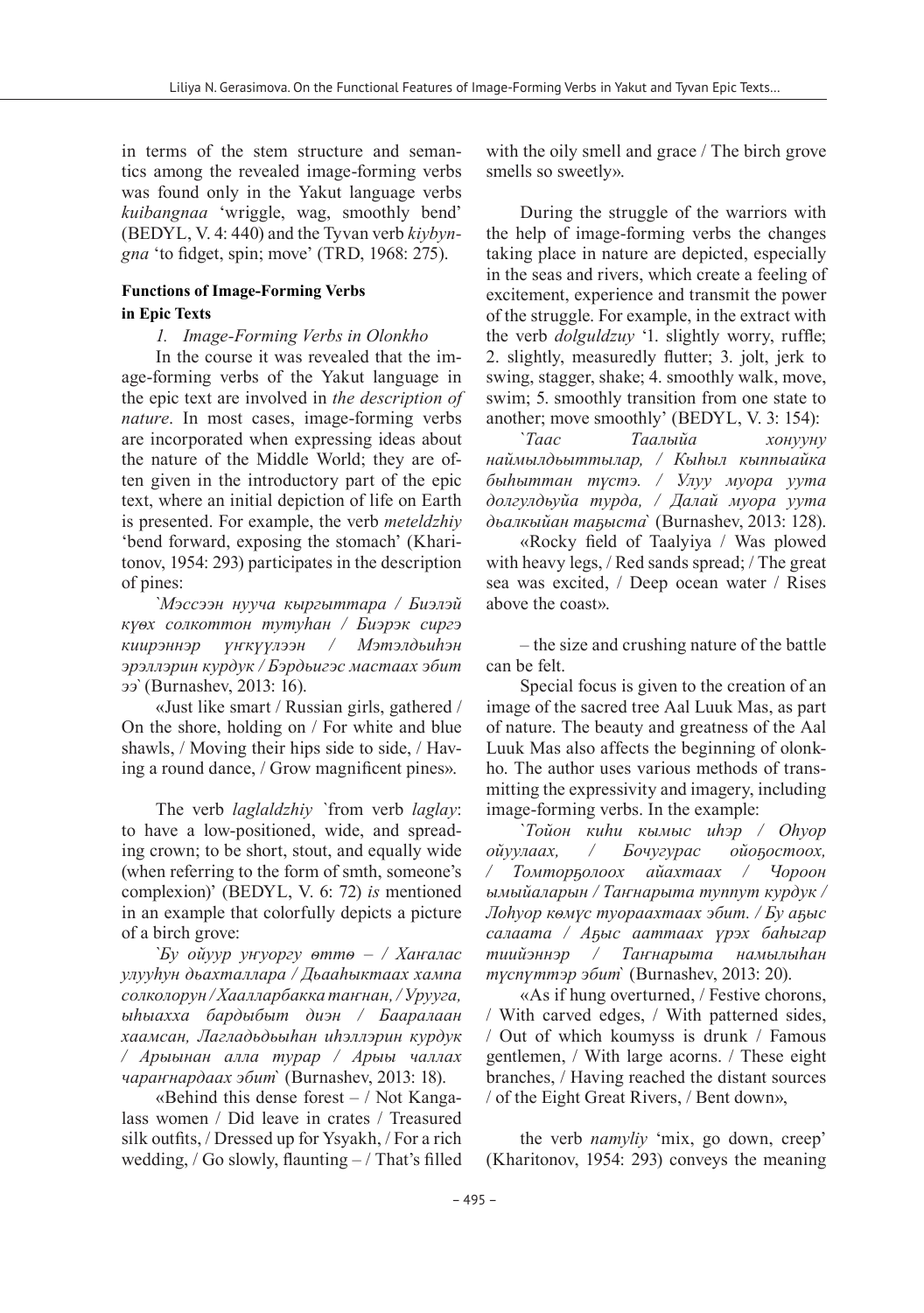in terms of the stem structure and semantics among the revealed image-forming verbs was found only in the Yakut language verbs *kuibangnaa* 'wriggle, wag, smoothly bend' (BEDYL, V. 4: 440) and the Tyvan verb *kiybyngna* 'to fidget, spin; move' (TRD, 1968: 275).

**Functions of Image-Forming Verbs in Epic Texts**

*1. Image-Forming Verbs in Olonkho*

In the course it was revealed that the image-forming verbs of the Yakut language in the epic text are involved in *the description of nature*. In most cases, image-forming verbs are incorporated when expressing ideas about the nature of the Middle World; they are often given in the introductory part of the epic text, where an initial depiction of life on Earth is presented. For example, the verb *meteldzhiy* 'bend forward, exposing the stomach' (Kharitonov, 1954: 293) participates in the description of pines:

*`Мэссээн нууча кыргыттара / Биэлэй күөх солкоттон тутуһан / Биэрэк сиргэ киирэннэр үҥкүүлээн / Мэтэлдьиһэн эрэллэрин курдук / Бэрдьигэс мастаах эбит ээ`* (Burnashev, 2013: 16).

«Just like smart / Russian girls, gathered / On the shore, holding on / For white and blue shawls, / Moving their hips side to side, / Having a round dance, / Grow magnificent pines».

The verb *laglaldzhiy* `from verb *laglay*: to have a low-positioned, wide, and spreading crown; to be short, stout, and equally wide (when referring to the form of smth, someone's complexion)' (BEDYL, V. 6: 72) *is* mentioned in an example that colorfully depicts a picture of a birch grove:

*`Бу ойуур уҥуоргу өттө – / Хаҥалас улууһун дьахталлара / Дьааһыктаах хампа солколорун / Хаалларбакка таҥнан, / Ыһыахха, ыһыахха бардыбыт диэн / Баараалаан хаамсан, Лагладьдьыһан иһэллэрин курдук / Арыынан алла турар / Арыы чаллах чараҥнардаах эбит`* (Burnashev, 2013: 18).

«Behind this dense forest – / Not Kangalass women / Did leave in crates / Treasured silk outfits, / Dressed up for Ysyakh, / For a rich wedding, / Go slowly, flaunting – / That's filled with the oily smell and grace / The birch grove smells so sweetly».

During the struggle of the warriors with the help of image-forming verbs the changes taking place in nature are depicted, especially in the seas and rivers, which create a feeling of excitement, experience and transmit the power of the struggle. For example, in the extract with the verb *dolguldzuy* '1. slightly worry, ruffle; 2. slightly, measuredly flutter; 3. jolt, jerk to swing, stagger, shake; 4. smoothly walk, move, swim; 5. smoothly transition from one state to another; move smoothly' (BEDYL, V. 3: 154):

*`Таас Таалыйа хонууну наймылдьыттылар, / Кыһыл кыппыайка быһыттан түстэ. / Улуу муора уута долгулдьуйа турда, / Далай муора уута дьалкыйан таҕыста`* (Burnashev, 2013: 128).

«Rocky field of Taalyiya / Was plowed with heavy legs, / Red sands spread; / The great sea was excited, / Deep ocean water / Rises above the coast».

– the size and crushing nature of the battle can be felt.

Special focus is given to the creation of an image of the sacred tree Aal Luuk Mas, as part of nature. The beauty and greatness of the Aal Luuk Mas also affects the beginning of olonkho. The author uses various methods of transmitting the expressivity and imagery, including image-forming verbs. In the example:

*`Тойон киһи кымыс иһэр / Оһуор ойуулаах, / Бочугурас ойоҕостоох, / Томторҕолоох айахтаах / Чороон ымыйаларын / Таҥнарыта туппут курдук / Лоһуор көмүс туораахтаах эбит. / Бу аҕыс салаата / Аҕыс ааттаах үрэх баһыгар тиийэннэр / Таҥнарыта намылыһан түспүттэр эбит`* (Burnashev, 2013: 20).

«As if hung overturned, / Festive chorons, / With carved edges, / With patterned sides, / Out of which koumyss is drunk / Famous gentlemen, / With large acorns. / These eight branches, / Having reached the distant sources / of the Eight Great Rivers, / Bent down»,

the verb *namyliy* 'mix, go down, creep' (Kharitonov, 1954: 293) conveys the meaning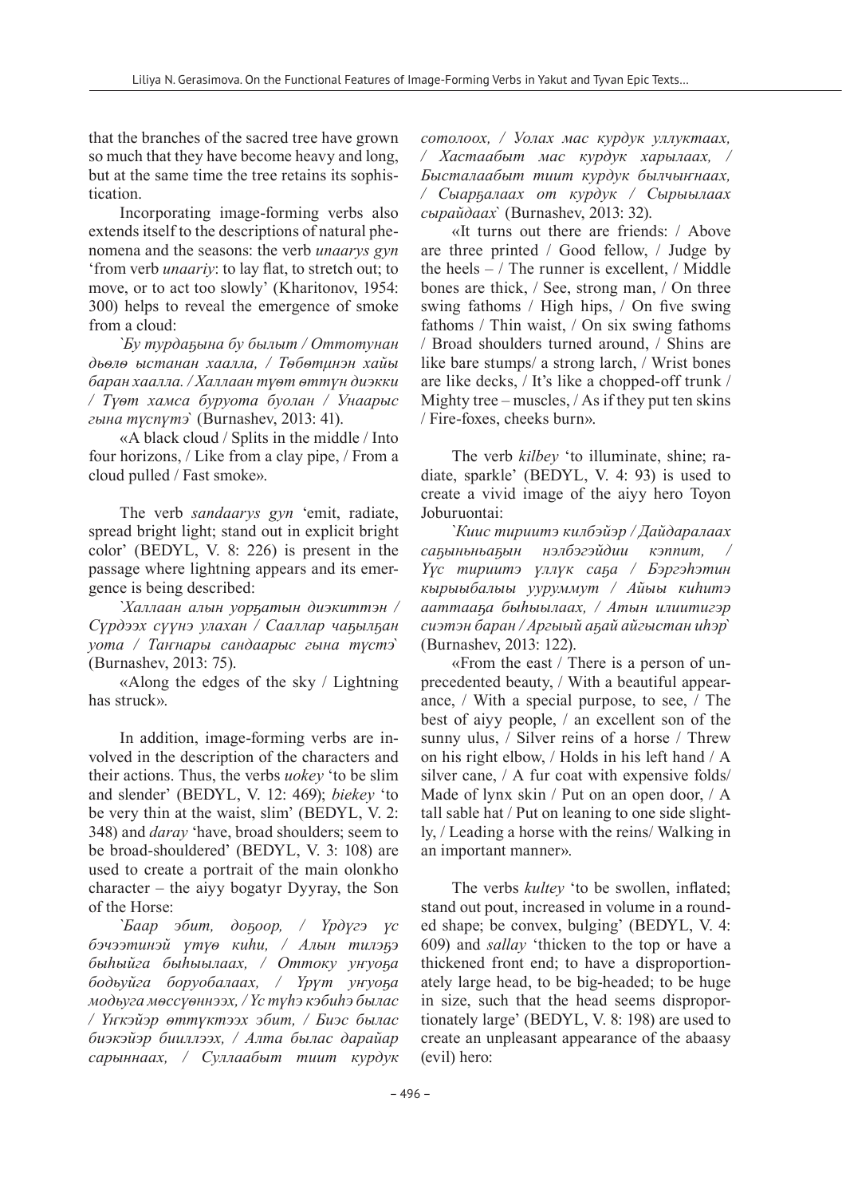that the branches of the sacred tree have grown so much that they have become heavy and long, but at the same time the tree retains its sophistication.

Incorporating image-forming verbs also extends itself to the descriptions of natural phenomena and the seasons: the verb *unaarys gyn* 'from verb *unaariy*: to lay flat, to stretch out; to move, or to act too slowly' (Kharitonov, 1954: 300) helps to reveal the emergence of smoke from a cloud:

*`Бу турдаҕына бу былыт / Оттотунан дьөлө ыстанан хаалла, / Төбөтүнэн хайы баран хаалла. / Халлаан түөт өттүн диэкки / Түөт хамса буруота буолан / Унаарыс гына түспүтэ`* (Burnashev, 2013: 41).

«A black cloud / Splits in the middle / Into four horizons, / Like from a clay pipe, / From a cloud pulled / Fast smoke».

The verb *sandaarys gyn* 'emit, radiate, spread bright light; stand out in explicit bright color' (BEDYL, V. 8: 226) is present in the passage where lightning appears and its emergence is being described:

*`Халлаан алын уорҕатын диэкиттэн / Сүрдээх сүүнэ улахан / Сааллар чаҕылҕан уота / Таҥнары сандаарыс гына түстэ`* (Burnashev, 2013: 75).

«Along the edges of the sky / Lightning has struck».

In addition, image-forming verbs are involved in the description of the characters and their actions. Thus, the verbs *uokey* 'to be slim and slender' (BEDYL, V. 12: 469); *biekey* 'to be very thin at the waist, slim' (BEDYL, V. 2: 348) and *daray* 'have, broad shoulders; seem to be broad-shouldered' (BEDYL, V. 3: 108) are used to create a portrait of the main olonkho character – the aiyy bogatyr Dyyray, the Son of the Horse:

*`Баар эбит, доҕоор, / Үрдүгэ үс бэчээтинэй үтүө киһи, / Алын тилэҕэ быһыйга быһыылаах, / Оттоку уҥуоҕа бодьуйга боруобалаах, / Үрүт уҥуоҕа модьуга мөссүөннээх, / Үс түһэ кэбиһэ былас / Үҥкэйэр өттүктээх эбит, / Биэс былас биэкэйэр биилллээх, / Алта былас дарайар сарыннаах, / Суллаабыт тиит курдук сотолоох, / Уолах мас курдук уллуктаах, / Хастаабыт мас курдук харылаах, / Быстаалаабыт тиит курдук былчыҥнаах, / Сыарҕалаах от курдук / Сырыылаах сырайдаах`* (Burnashev, 2013: 32).

«It turns out there are friends: / Above are three printed / Good fellow, / Judge by the heels – / The runner is excellent, / Middle bones are thick, / See, strong man, / On three swing fathoms / High hips, / On five swing fathoms / Thin waist, / On six swing fathoms / Broad shoulders turned around, / Shins are like bare stumps/ a strong larch, / Wrist bones are like decks, / It's like a chopped-off trunk / Mighty tree – muscles, / As if they put ten skins / Fire-foxes, cheeks burn».

The verb *kilbey* 'to illuminate, shine; radiate, sparkle' (BEDYL, V. 4: 93) is used to create a vivid image of the aiyy hero Toyon Joburuontai:

*`Киис тириитэ килбэйэр / Дайдаралаах саҕыньньаҕын нэлбэгэйдии кэппит, / Үүс тириитэ үллүк саҕа / Бэргэһэтин кырыыбалыы ууруммут / Айыы киһитэ ааттааҕа быһыылаах, / Атын илиитигэр сиэтэн баран / Аргыый аҕай айгыстан иһэр`* (Burnashev, 2013: 122).

«From the east / There is a person of unprecedented beauty, / With a beautiful appearance, / With a special purpose, to see, / The best of aiyy people, / an excellent son of the sunny ulus, / Silver reins of a horse / Threw on his right elbow, / Holds in his left hand / A silver cane, / A fur coat with expensive folds/ Made of lynx skin / Put on an open door, / A tall sable hat / Put on leaning to one side slightly, / Leading a horse with the reins/ Walking in an important manner».

The verbs *kultey* 'to be swollen, inflated; stand out pout, increased in volume in a rounded shape; be convex, bulging' (BEDYL, V. 4: 609) and *sallay* 'thicken to the top or have a thickened front end; to have a disproportionately large head, to be big-headed; to be huge in size, such that the head seems disproportionately large' (BEDYL, V. 8: 198) are used to create an unpleasant appearance of the abaasy (evil) hero: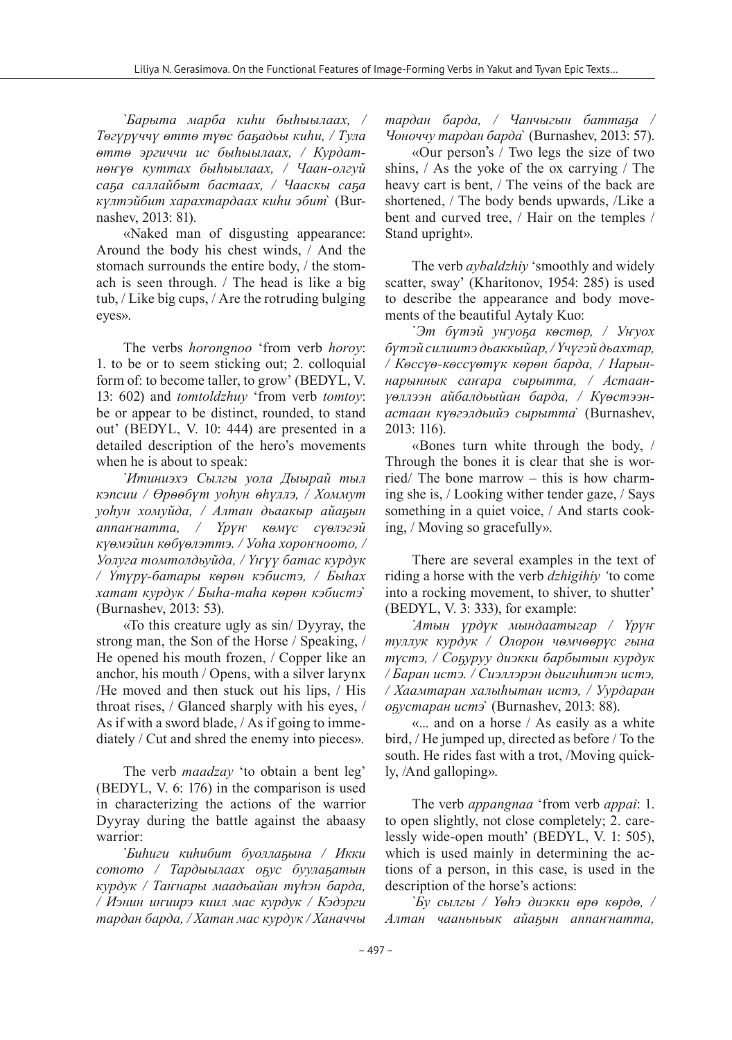*`Барыта марба киһи быһыылаах, / Төгүрүччү өттө түөс баҕадьы киһи, / Тула өттө эргиччи ис быһыылаах, / Курдатнөҥүө куттах быһыылаах, / Чаан-олгуй саҕа саллайбыт бастаах, / Чааскы саҕа күлтэйбит харахтардаах киһи эбит`* (Burnashev, 2013: 81).

«Naked man of disgusting appearance: Around the body his chest winds, / And the stomach surrounds the entire body, / the stomach is seen through. / The head is like a big tub, / Like big cups, / Are the rotruding bulging eyes».

The verbs *horongnoo* 'from verb *horoy*: 1. to be or to seem sticking out; 2. colloquial form of: to become taller, to grow' (BEDYL, V. 13: 602) and *tomtoldzhuy* 'from verb *tomtoy*: be or appear to be distinct, rounded, to stand out' (BEDYL, V. 10: 444) are presented in a detailed description of the hero's movements when he is about to speak:

*`Итиниэхэ Сылгы уола Дыырай тыл кэпсии / Өрөөбүт уоһун өһүллэ, / Хоммут уоһун хомуйда, / Алтан дьаакыр айаҕын аппаҥнатта, / Үрүҥ көмүс сүөлэгэй күөмэйин көбүөлэттэ. / Уоһа хороҥноото, / Уолуга томтолдьуйда, / Үҥүү батас курдук / Үтүрү-батары көрөн кэбистэ, / Быһах хатат курдук / Быһа-таһа көрөн кэбистэ`* (Burnashev, 2013: 53).

«To this creature ugly as sin/ Dyyray, the strong man, the Son of the Horse / Speaking, / He opened his mouth frozen, / Copper like an anchor, his mouth / Opens, with a silver larynx /He moved and then stuck out his lips, / His throat rises, / Glanced sharply with his eyes, / As if with a sword blade, / As if going to immediately / Cut and shred the enemy into pieces».

The verb *maadzay* 'to obtain a bent leg' (BEDYL, V. 6: 176) in the comparison is used in characterizing the actions of the warrior Dyyray during the battle against the abaasy warrior:

*`Биһиги киһибит буоллаҕына / Икки сотото / Тардыылаах оҕус буулаҕатын курдук / Таҥнары маадьайан түһэн барда, / Иэнин иҥиирэ киил мас курдук / Кэдэрги тардан барда, / Хатан мас курдук / Ханаччы тардан барда, / Чанчыгын баттаҕа / Чоноччу тардан барда`* (Burnashev, 2013: 57).

«Our person's / Two legs the size of two shins, / As the yoke of the ox carrying / The heavy cart is bent, / The veins of the back are shortened, / The body bends upwards, /Like a bent and curved tree, / Hair on the temples / Stand upright».

The verb *aybaldzhiy* 'smoothly and widely scatter, sway' (Kharitonov, 1954: 285) is used to describe the appearance and body movements of the beautiful Aytaly Kuo:

*`Эт бүтэй уҥуоҕа көстөр, / Уҥуох бүтэй силиитэ дьаккыйар, / Үчүгэй дьахтар, / Көссүө-көссүөтүк көрөн барда, / Нарыннарынньык саҥара сырытта, / Астаанүөллээн айбалдьыйан барда, / Күөстээнастаан күөгэлдьийэ сырытта`* (Burnashev, 2013: 116).

«Bones turn white through the body, / Through the bones it is clear that she is worried/ The bone marrow – this is how charming she is, / Looking wither tender gaze, / Says something in a quiet voice, / And starts cooking, / Moving so gracefully».

There are several examples in the text of riding a horse with the verb *dzhigihiy* 'to come into a rocking movement, to shiver, to shutter' (BEDYL, V. 3: 333), for example:

*`Атын үрдүк мындаатыгар / Үрүҥ туллук курдук / Олорон чөмчөөрүс гына түстэ, / Соҕуруу диэкки барбытын курдук / Баран истэ. / Сиэллэрэн дьигиһитэн истэ, / Хаамтаран халыһытан истэ, / Уурдаран оҕустаран истэ`* (Burnashev, 2013: 88).

«... and on a horse / As easily as a white bird, / He jumped up, directed as before / To the south. He rides fast with a trot, /Moving quickly, /And galloping».

The verb *appangnaa* 'from verb *appai*: 1. to open slightly, not close completely; 2. carelessly wide-open mouth' (BEDYL, V. 1: 505), which is used mainly in determining the actions of a person, in this case, is used in the description of the horse's actions:

*`Бу сылгы / Үөһэ диэкки өрө көрдө, / Алтан чааньньык айаҕын аппаҥнатта,*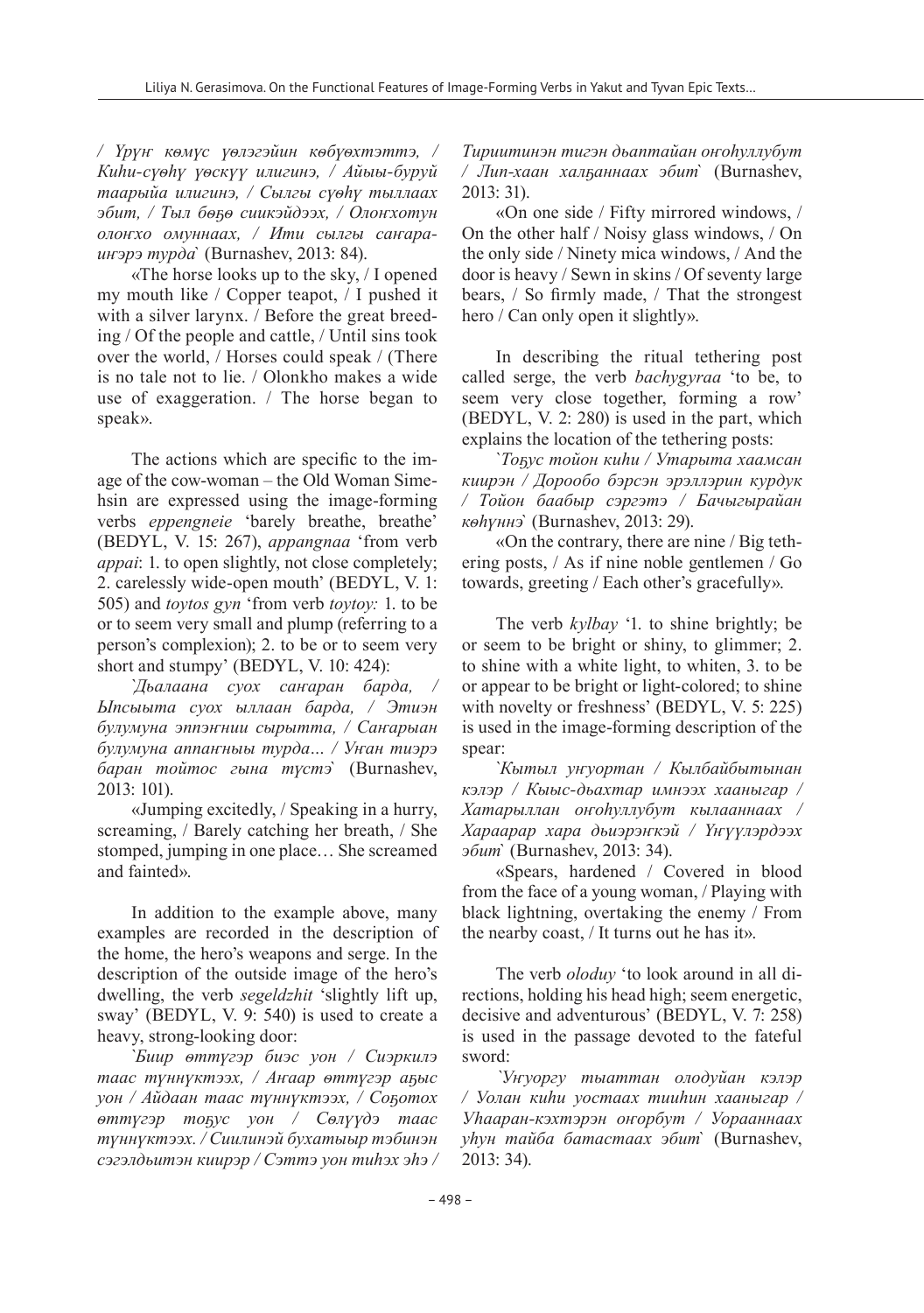*/ Үрүҥ көмүс үөлэгэйин көбүөхтэттэ, / Киһи-сүөһү үөскүү илигинэ, / Айыы-буруй таарыйа илигинэ, / Сылгы сүөһү тыллаах эбит, / Тыл бөҕө сиикэйдээх, / Олоҥхотун олоҥхо омуннаах, / Ити сылгы саҥара-иҥэрэ турда*` (Burnashev, 2013: 84).

«The horse looks up to the sky, / I opened my mouth like / Copper teapot, / I pushed it with a silver larynx. / Before the great breeding / Of the people and cattle, / Until sins took over the world, / Horses could speak / (There is no tale not to lie. / Olonkho makes a wide use of exaggeration. / The horse began to speak».

The actions which are specific to the image of the cow-woman – the Old Woman Simehsin are expressed using the image-forming verbs *eppengneie* 'barely breathe, breathe' (BEDYL, V. 15: 267), *appangnaa* 'from verb *appai*: 1. to open slightly, not close completely; 2. carelessly wide-open mouth' (BEDYL, V. 1: 505) and *toytos gyn* 'from verb *toytoy:* 1. to be or to seem very small and plump (referring to a person's complexion); 2. to be or to seem very short and stumpy' (BEDYL, V. 10: 424):

*`Дьалаана суох саҥаран барда, / Ыпсыыта суох ыллаан барда, / Этиэн булумуна эппэҥнии сырытта, / Саҥарыан булумуна аппаҥныы турда… / Уҥан тиэрэ баран тойтос гына түстэ*` (Burnashev, 2013: 101).

«Jumping excitedly, / Speaking in a hurry, screaming, / Barely catching her breath, / She stomped, jumping in one place… She screamed and fainted».

In addition to the example above, many examples are recorded in the description of the home, the hero's weapons and serge. In the description of the outside image of the hero's dwelling, the verb *segeldzhit* 'slightly lift up, sway' (BEDYL, V. 9: 540) is used to create a heavy, strong-looking door:

*`Биир өттүгэр биэс уон / Сиэркилэ таас түннүктээх, / Аҥаар өттүгэр аҕыс уон / Айдаан таас түннүктээх, / Соҕотох өттүгэр тоҕус уон / Сөлүүдэ таас түннүктээх. / Сиилинэй бухатыыр тэбинэн сэгэлдьитэн киирэр / Сэттэ уон тиһэх эһэ / Тириитинэн тигэн дьаптайан оҥоһуллубут / Лип-хаан халҕаннаах эбит*` (Burnashev, 2013: 31).

«On one side / Fifty mirrored windows, / On the other half / Noisy glass windows, / On the only side / Ninety mica windows, / And the door is heavy / Sewn in skins / Of seventy large bears, / So firmly made, / That the strongest hero / Can only open it slightly».

In describing the ritual tethering post called serge, the verb *bachygyraa* 'to be, to seem very close together, forming a row' (BEDYL, V. 2: 280) is used in the part, which explains the location of the tethering posts:

*`Тоҕус тойон киһи / Утарыта хаамсан киирэн / Дорообо бэрсэн эрэллэрин курдук / Тойон баабыр сэргэтэ / Бачыгырайан көһүннэ*` (Burnashev, 2013: 29).

«On the contrary, there are nine / Big tethering posts, / As if nine noble gentlemen / Go towards, greeting / Each other's gracefully».

The verb *kylbay* '1. to shine brightly; be or seem to be bright or shiny, to glimmer; 2. to shine with a white light, to whiten, 3. to be or appear to be bright or light-colored; to shine with novelty or freshness' (BEDYL, V. 5: 225) is used in the image-forming description of the spear:

*`Кытыл уҥуортан / Кылбайбытынан кэлэр / Кыыс-дьахтар имнээх хааныгар / Хатарыллан оҥоһуллубут кылааннаах / Хараарар хара дьиэрэҥкэй / Үҥүүлэрдээх эбит*` (Burnashev, 2013: 34).

«Spears, hardened / Covered in blood from the face of a young woman, / Playing with black lightning, overtaking the enemy / From the nearby coast, / It turns out he has it».

The verb *oloduy* 'to look around in all directions, holding his head high; seem energetic, decisive and adventurous' (BEDYL, V. 7: 258) is used in the passage devoted to the fateful sword:

*`Уҥуоргу тыаттан олодуйан кэлэр / Уолан киһи уостаах тииһин хааныгар / Уһааран-кэхтэрэн оҥорбут / Уораанаах уһун тайба батастаах эбит*` (Burnashev, 2013: 34).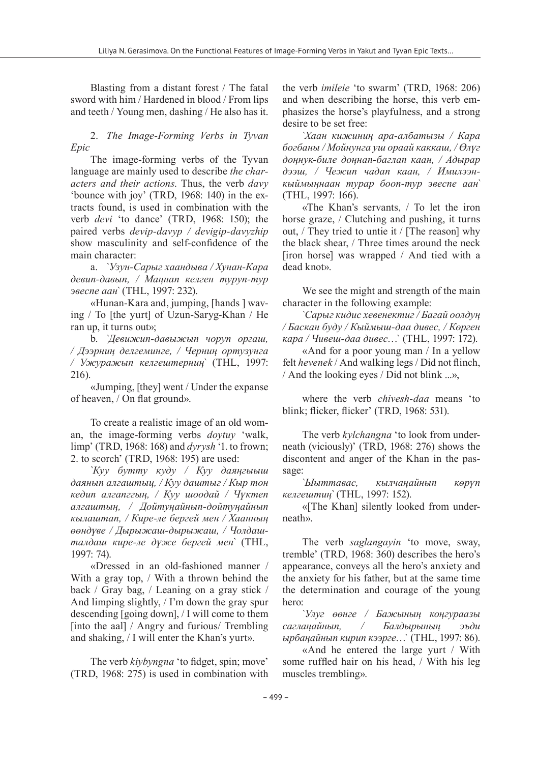Blasting from a distant forest / The fatal sword with him / Hardened in blood / From lips and teeth / Young men, dashing / He also has it.

2. *The Image-Forming Verbs in Tyvan Epic*

The image-forming verbs of the Tyvan language are mainly used to describe *the characters and their actions*. Thus, the verb *davy* 'bounce with joy' (TRD, 1968: 140) in the extracts found, is used in combination with the verb *devi* 'to dance' (TRD, 1968: 150); the paired verbs *devip-davyp / devigip-davyzhip* show masculinity and self-confidence of the main character:

a. `*Узун-Сарыг хаандыва / Хунан-Кара девип-давып, / Маңнап келген туруп-тур эвеспе аан*` (THL, 1997: 232).

«Hunan-Kara and, jumping, [hands ] waving / To [the yurt] of Uzun-Saryg-Khan / He ran up, it turns out»;

b. `*Девижип-давыжып чоруп оргаш, / Дээрниң делгеминге, / Черниң ортузунга / Ужуражып келгештерниң*` (THL, 1997: 216).

«Jumping, [they] went / Under the expanse of heaven, / On flat ground».

To create a realistic image of an old woman, the image-forming verbs *doytuy* 'walk, limp' (TRD, 1968: 168) and *dyrysh* '1. to frown; 2. to scorch' (TRD, 1968: 195) are used:

`*Куу бутту куду / Куу даяңгыыыш даянып алгаштың, / Куу даштыг / Кыр тон кедип алгаптың, / Куу шоодай / Чүктеп алгаштың, / Дойтуңайнып-дойтуңайнып кылаштап, / Кире-ле бергей мен / Хаанның өөндүве / Дырыжаш-дырыжаш, / Чолдаш-талдаш кире-ле дүже бергей мен*` (THL, 1997: 74).

«Dressed in an old-fashioned manner / With a gray top, / With a thrown behind the back / Gray bag, / Leaning on a gray stick / And limping slightly, / I'm down the gray spur descending [going down], / I will come to them [into the aal] / Angry and furious/ Trembling and shaking, / I will enter the Khan's yurt».

The verb *kiybyngna* 'to fidget, spin; move' (TRD, 1968: 275) is used in combination with the verb *imileie* 'to swarm' (TRD, 1968: 206) and when describing the horse, this verb emphasizes the horse's playfulness, and a strong desire to be set free:

`*Хаан кижиниң ара-албатызы / Кара богбаны / Мойнунга уш ораай каккаш, / Өлүг доңнук-биле доңнап-баглап каан, / Адырар дээш, / Чежип чадап каан, / Имилээн-кыймыңнаан турар боор-тур эвеспе аан*` (THL, 1997: 166).

«The Khan's servants, / To let the iron horse graze, / Clutching and pushing, it turns out, / They tried to untie it / [The reason] why the black shear, / Three times around the neck [iron horse] was wrapped / And tied with a dead knot».

We see the might and strength of the main character in the following example:

`*Сарыг кидис хевенектиг / Багай оолдуң / Баскан буду / Кыймыш-даа дивес, / Көрген кара / Чивеш-даа дивес…*` (THL, 1997: 172).

«And for a poor young man / In a yellow felt *hevenek* / And walking legs / Did not flinch, / And the looking eyes / Did not blink ...»,

where the verb *chivesh-daa* means 'to blink; flicker, flicker' (TRD, 1968: 531).

The verb *kylchangna* 'to look from underneath (viciously)' (TRD, 1968: 276) shows the discontent and anger of the Khan in the passage:

`*Ыттавас, кылчаңайнып көрүп келгештиң*` (THL, 1997: 152).

«[The Khan] silently looked from underneath».

The verb *saglangayin* 'to move, sway, tremble' (TRD, 1968: 360) describes the hero's appearance, conveys all the hero's anxiety and the anxiety for his father, but at the same time the determination and courage of the young hero:

`*Улуг өөнге / Бажының коңгураазы саглаңайнып, / Балдырының эъди ырбаңайнып кирип кээрге…*` (THL, 1997: 86).

«And he entered the large yurt / With some ruffled hair on his head, / With his leg muscles trembling».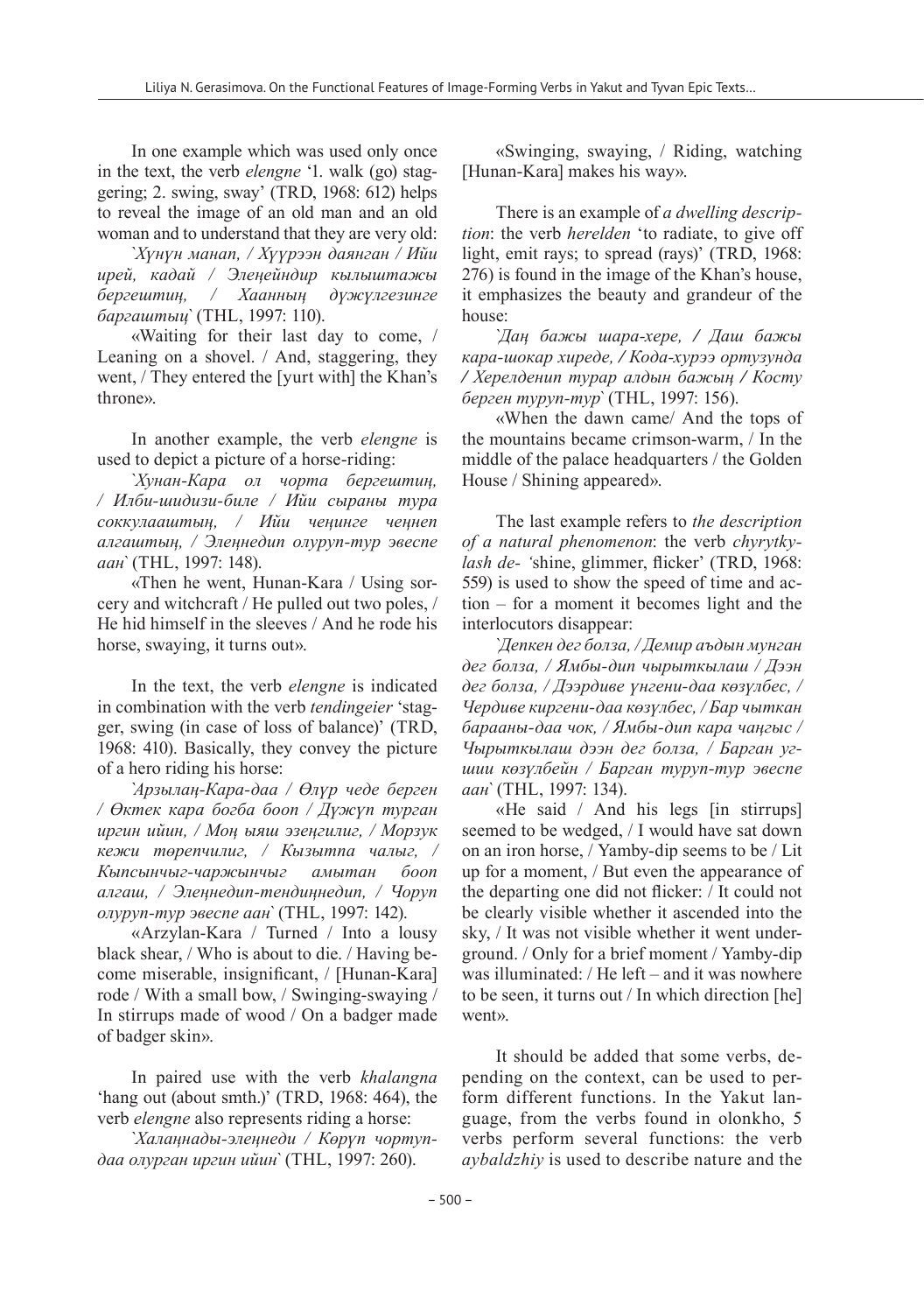In one example which was used only once in the text, the verb *elengne* '1. walk (go) staggering; 2. swing, sway' (TRD, 1968: 612) helps to reveal the image of an old man and an old woman and to understand that they are very old:

*`Хүнүн манап, / Хүүрээн даянган / Ийи ирей, кадай / Элеңейндир кылыштажы бергештиң, / Хаанның дүжүлгезинге баргаштыц`* (THL, 1997: 110).

«Waiting for their last day to come, / Leaning on a shovel. / And, staggering, they went, / They entered the [yurt with] the Khan's throne».

In another example, the verb *elengne* is used to depict a picture of a horse-riding:

*`Хунан-Кара ол чорта бергештиң, / Илби-шидизи-биле / Ийи сыраны тура соккулааштың, / Ийи чеңинге чеңнеп алгаштың, / Элеңнедип олуруп-тур эвеспе аан`* (THL, 1997: 148).

«Then he went, Hunan-Kara / Using sorcery and witchcraft / He pulled out two poles, / He hid himself in the sleeves / And he rode his horse, swaying, it turns out».

In the text, the verb *elengne* is indicated in combination with the verb *tendingeier* 'stagger, swing (in case of loss of balance)' (TRD, 1968: 410). Basically, they convey the picture of a hero riding his horse:

*`Арзылаң-Кара-даа / Өлүр чеде берген / Өктек кара богба боол / Дүжүп турган иргин ийин, / Моң ыяш эзеңгилиг, / Морзук кежи төрепчилиг, / Кызыпта чалыг, / Кыпсынчыг-чаржынчыг амытан боол алгаш, / Элеңнедип-тендиңнедип, / Чоруп олуруп-тур эвеспе аан`* (THL, 1997: 142).

«Arzylan-Kara / Turned / Into a lousy black shear, / Who is about to die. / Having become miserable, insignificant, / [Hunan-Kara] rode / With a small bow, / Swinging-swaying / In stirrups made of wood / On a badger made of badger skin».

In paired use with the verb *khalangna* 'hang out (about smth.)' (TRD, 1968: 464), the verb *elengne* also represents riding a horse:

*`Халаңнады-элеңнеди / Көрүп чортуп-даа олурган иргин ийин`* (THL, 1997: 260).

«Swinging, swaying, / Riding, watching [Hunan-Kara] makes his way».

There is an example of *a dwelling description*: the verb *herelden* 'to radiate, to give off light, emit rays; to spread (rays)' (TRD, 1968: 276) is found in the image of the Khan's house, it emphasizes the beauty and grandeur of the house:

*`Даң бажы шара-хере, / Даш бажы кара-шокар хиреде, / Кода-хурээ ортузунда / Херелденип турар алдын бажың / Косту берген туруп-тур`* (THL, 1997: 156).

«When the dawn came/ And the tops of the mountains became crimson-warm, / In the middle of the palace headquarters / the Golden House / Shining appeared».

The last example refers to *the description of a natural phenomenon*: the verb *chyrytkylash de- '*shine, glimmer, flicker' (TRD, 1968: 559) is used to show the speed of time and action – for a moment it becomes light and the interlocutors disappear:

*`Депкен дег болза, / Демир аъдын мунган дег болза, / Ямбы-дип чырыткылаш / Дээн дег болза, / Дээрдиве үнгени-даа көзүлбес, / Чердиве киргени-даа көзүлбес, / Бар чыткан барааны-даа чок, / Ямбы-дип кара чаңгыс / Чырыткылаш дээн дег болза, / Барган угшии көзүлбейн / Барган туруп-тур эвеспе аан`* (THL, 1997: 134).

«He said / And his legs [in stirrups] seemed to be wedged, / I would have sat down on an iron horse, / Yamby-dip seems to be / Lit up for a moment, / But even the appearance of the departing one did not flicker: / It could not be clearly visible whether it ascended into the sky, / It was not visible whether it went underground. / Only for a brief moment / Yamby-dip was illuminated: / He left – and it was nowhere to be seen, it turns out / In which direction [he] went».

It should be added that some verbs, depending on the context, can be used to perform different functions. In the Yakut language, from the verbs found in olonkho, 5 verbs perform several functions: the verb *aybaldzhiy* is used to describe nature and the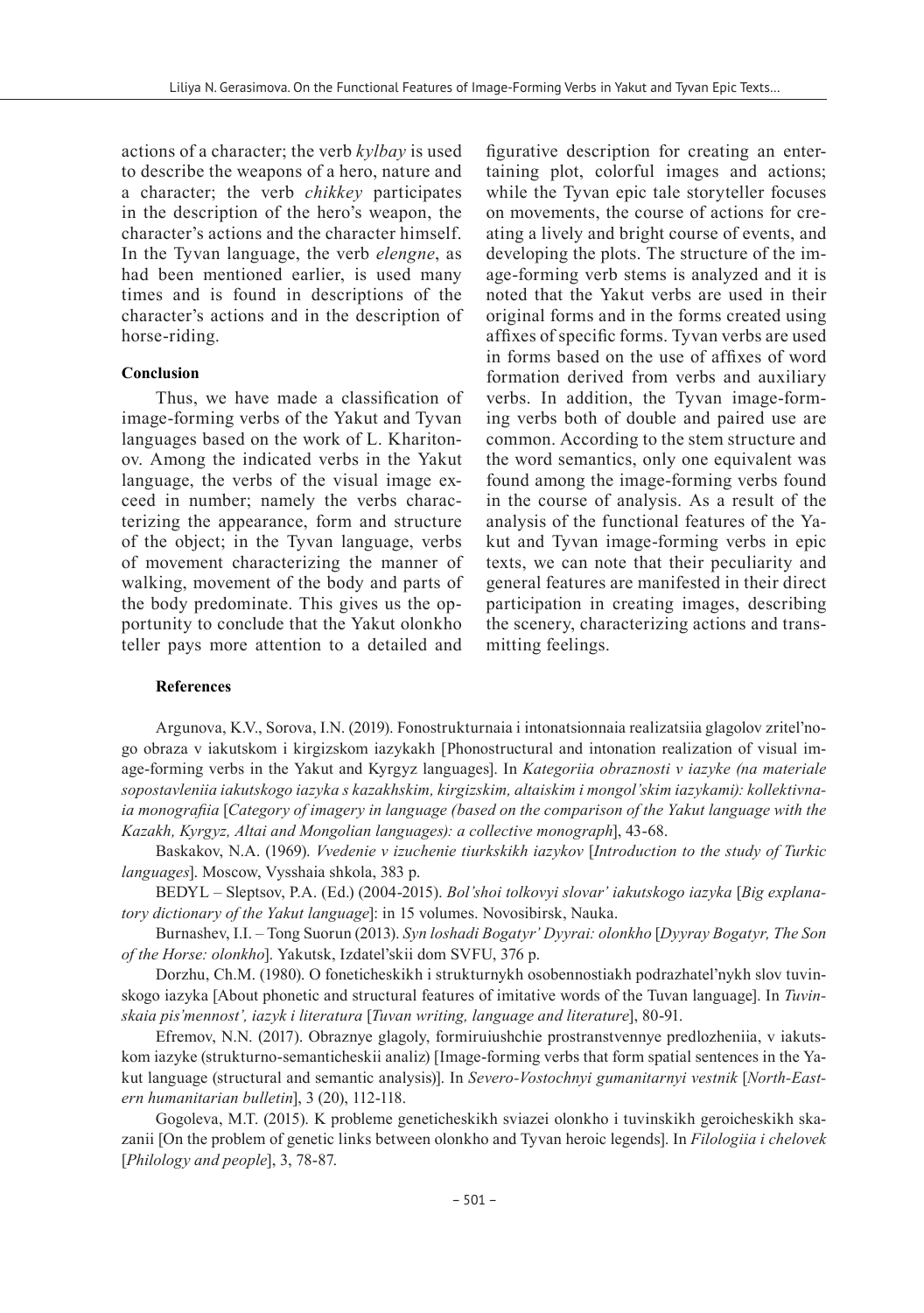actions of a character; the verb *kylbay* is used to describe the weapons of a hero, nature and a character; the verb *chikkey* participates in the description of the hero's weapon, the character's actions and the character himself. In the Tyvan language, the verb *elengne*, as had been mentioned earlier, is used many times and is found in descriptions of the character's actions and in the description of horse-riding.

## Conclusion

Thus, we have made a classification of image-forming verbs of the Yakut and Tyvan languages based on the work of L. Kharitonov. Among the indicated verbs in the Yakut language, the verbs of the visual image exceed in number; namely the verbs characterizing the appearance, form and structure of the object; in the Tyvan language, verbs of movement characterizing the manner of walking, movement of the body and parts of the body predominate. This gives us the opportunity to conclude that the Yakut olonkho teller pays more attention to a detailed and figurative description for creating an entertaining plot, colorful images and actions; while the Tyvan epic tale storyteller focuses on movements, the course of actions for creating a lively and bright course of events, and developing the plots. The structure of the image-forming verb stems is analyzed and it is noted that the Yakut verbs are used in their original forms and in the forms created using affixes of specific forms. Tyvan verbs are used in forms based on the use of affixes of word formation derived from verbs and auxiliary verbs. In addition, the Tyvan image-forming verbs both of double and paired use are common. According to the stem structure and the word semantics, only one equivalent was found among the image-forming verbs found in the course of analysis. As a result of the analysis of the functional features of the Yakut and Tyvan image-forming verbs in epic texts, we can note that their peculiarity and general features are manifested in their direct participation in creating images, describing the scenery, characterizing actions and transmitting feelings.

## References

Argunova, K.V., Sorova, I.N. (2019). Fonostrukturnaia i intonatsionnaia realizatsiia glagolov zritel'nogo obraza v iakutskom i kirgizskom iazykakh [Phonostructural and intonation realization of visual image-forming verbs in the Yakut and Kyrgyz languages]. In *Kategoriia obraznosti v iazyke (na materiale sopostavleniia iakutskogo iazyka s kazakhskim, kirgizskim, altaiskim i mongol'skim iazykami): kollektivnaia monografiia* [*Category of imagery in language (based on the comparison of the Yakut language with the Kazakh, Kyrgyz, Altai and Mongolian languages): a collective monograph*], 43-68.

Baskakov, N.A. (1969). *Vvedenie v izuchenie tiurkskikh iazykov* [*Introduction to the study of Turkic languages*]. Moscow, Vysshaia shkola, 383 p.

BEDYL – Sleptsov, P.A. (Ed.) (2004-2015). *Bol'shoi tolkovyi slovar' iakutskogo iazyka* [*Big explanatory dictionary of the Yakut language*]: in 15 volumes. Novosibirsk, Nauka.

Burnashev, I.I. – Tong Suorun (2013). *Syn loshadi Bogatyr' Dyyrai: olonkho* [*Dyyray Bogatyr, The Son of the Horse: olonkho*]. Yakutsk, Izdatel'skii dom SVFU, 376 p.

Dorzhu, Ch.M. (1980). O foneticheskikh i strukturnykh osobennostiakh podrazhatel'nykh slov tuvinskogo iazyka [About phonetic and structural features of imitative words of the Tuvan language]. In *Tuvinskaia pis'mennost', iazyk i literatura* [*Tuvan writing, language and literature*], 80-91.

Efremov, N.N. (2017). Obraznye glagoly, formiruiushchie prostranstvennye predlozheniia, v iakutskom iazyke (strukturno-semanticheskii analiz) [Image-forming verbs that form spatial sentences in the Yakut language (structural and semantic analysis)]. In *Severo-Vostochnyi gumanitarnyi vestnik* [*North-Eastern humanitarian bulletin*], 3 (20), 112-118.

Gogoleva, M.T. (2015). K probleme geneticheskikh sviazei olonkho i tuvinskikh geroicheskikh skazanii [On the problem of genetic links between olonkho and Tyvan heroic legends]. In *Filologiia i chelovek* [*Philology and people*], 3, 78-87.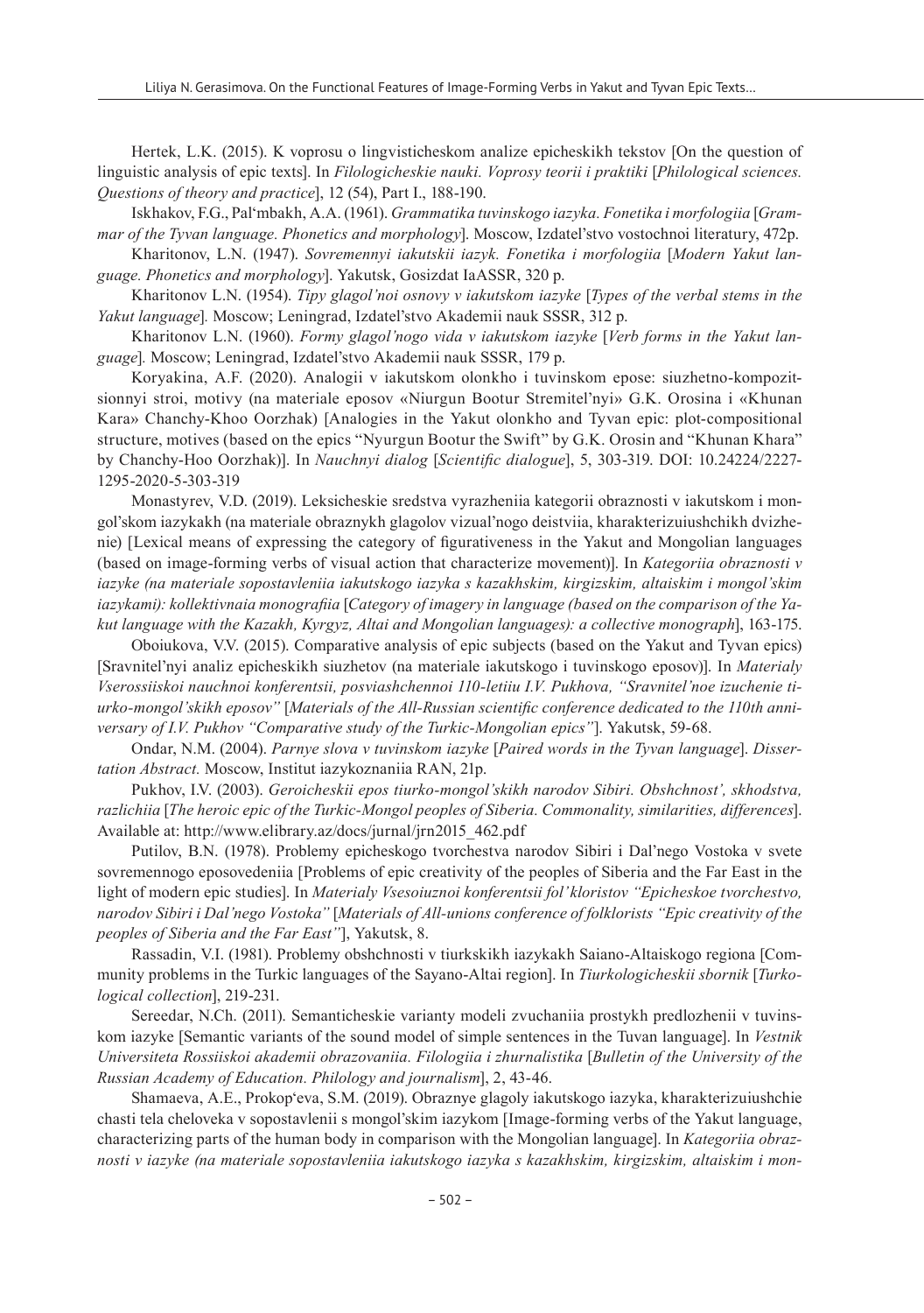Hertek, L.K. (2015). K voprosu o lingvisticheskom analize epicheskikh tekstov [On the question of linguistic analysis of epic texts]. In *Filologicheskie nauki. Voprosy teorii i praktiki* [*Philological sciences. Questions of theory and practice*], 12 (54), Part I., 188-190.

Iskhakov, F.G., Pal'mbakh, A.A. (1961). *Grammatika tuvinskogo iazyka. Fonetika i morfologiia* [*Grammar of the Tyvan language. Phonetics and morphology*]. Moscow, Izdatel'stvo vostochnoi literatury, 472p.

Kharitonov, L.N. (1947). *Sovremennyi iakutskii iazyk. Fonetika i morfologiia* [*Modern Yakut language. Phonetics and morphology*]. Yakutsk, Gosizdat IaASSR, 320 p.

Kharitonov L.N. (1954). *Tipy glagol'noi osnovy v iakutskom iazyke* [*Types of the verbal stems in the Yakut language*]. Moscow; Leningrad, Izdatel'stvo Akademii nauk SSSR, 312 p.

Kharitonov L.N. (1960). *Formy glagol'nogo vida v iakutskom iazyke* [*Verb forms in the Yakut language*]. Moscow; Leningrad, Izdatel'stvo Akademii nauk SSSR, 179 p.

Koryakina, A.F. (2020). Analogii v iakutskom olonkho i tuvinskom epose: siuzhetno-kompozitsionnyi stroi, motivy (na materiale eposov «Niurgun Bootur Stremitel'nyi» G.K. Orosina i «Khunan Kara» Chanchy-Khoo Oorzhak) [Analogies in the Yakut olonkho and Tyvan epic: plot-compositional structure, motives (based on the epics "Nyurgun Bootur the Swift" by G.K. Orosin and "Khunan Khara" by Chanchy-Hoo Oorzhak)]. In *Nauchnyi dialog* [*Scientific dialogue*], 5, 303-319. DOI: 10.24224/2227-1295-2020-5-303-319

Monastyrev, V.D. (2019). Leksicheskie sredstva vyrazheniia kategorii obraznosti v iakutskom i mongol'skom iazykakh (na materiale obraznykh glagolov vizual'nogo deistviia, kharakterizuiushchikh dvizhenie) [Lexical means of expressing the category of figurativeness in the Yakut and Mongolian languages (based on image-forming verbs of visual action that characterize movement)]. In *Kategoriia obraznosti v iazyke (na materiale sopostavleniia iakutskogo iazyka s kazakhskim, kirgizskim, altaiskim i mongol'skim iazykami): kollektivnaia monografiia* [*Category of imagery in language (based on the comparison of the Yakut language with the Kazakh, Kyrgyz, Altai and Mongolian languages): a collective monograph*], 163-175.

Oboiukova, V.V. (2015). Comparative analysis of epic subjects (based on the Yakut and Tyvan epics) [Sravnitel'nyi analiz epicheskikh siuzhetov (na materiale iakutskogo i tuvinskogo eposov)]. In *Materialy Vserossiiskoi nauchnoi konferentsii, posviashchennoi 110-letiiu I.V. Pukhova, "Sravnitel'noe izuchenie tiurko-mongol'skikh eposov"* [*Materials of the All-Russian scientific conference dedicated to the 110th anniversary of I.V. Pukhov "Comparative study of the Turkic-Mongolian epics"*]. Yakutsk, 59-68.

Ondar, N.M. (2004). *Parnye slova v tuvinskom iazyke* [*Paired words in the Tyvan language*]. *Dissertation Abstract.* Moscow, Institut iazykoznaniia RAN, 21p.

Pukhov, I.V. (2003). *Geroicheskii epos tiurko-mongol'skikh narodov Sibiri. Obshchnost', skhodstva, razlichiia* [*The heroic epic of the Turkic-Mongol peoples of Siberia. Commonality, similarities, differences*]. Available at: http://www.elibrary.az/docs/jurnal/jrn2015_462.pdf

Putilov, B.N. (1978). Problemy epicheskogo tvorchestva narodov Sibiri i Dal'nego Vostoka v svete sovremennogo eposovedeniia [Problems of epic creativity of the peoples of Siberia and the Far East in the light of modern epic studies]. In *Materialy Vsesoiuznoi konferentsii fol'kloristov "Epicheskoe tvorchestvo, narodov Sibiri i Dal'nego Vostoka"* [*Materials of All-unions conference of folklorists "Epic creativity of the peoples of Siberia and the Far East"*], Yakutsk, 8.

Rassadin, V.I. (1981). Problemy obshchnosti v tiurkskikh iazykakh Saiano-Altaiskogo regiona [Community problems in the Turkic languages of the Sayano-Altai region]. In *Tiurkologicheskii sbornik* [*Turkological collection*], 219-231.

Sereedar, N.Ch. (2011). Semanticheskie varianty modeli zvuchaniia prostykh predlozhenii v tuvinskom iazyke [Semantic variants of the sound model of simple sentences in the Tuvan language]. In *Vestnik Universiteta Rossiiskoi akademii obrazovaniia. Filologiia i zhurnalistika* [*Bulletin of the University of the Russian Academy of Education. Philology and journalism*], 2, 43-46.

Shamaeva, A.E., Prokop'eva, S.M. (2019). Obraznye glagoly iakutskogo iazyka, kharakterizuiushchie chasti tela cheloveka v sopostavlenii s mongol'skim iazykom [Image-forming verbs of the Yakut language, characterizing parts of the human body in comparison with the Mongolian language]. In *Kategoriia obraznosti v iazyke (na materiale sopostavleniia iakutskogo iazyka s kazakhskim, kirgizskim, altaiskim i mon-*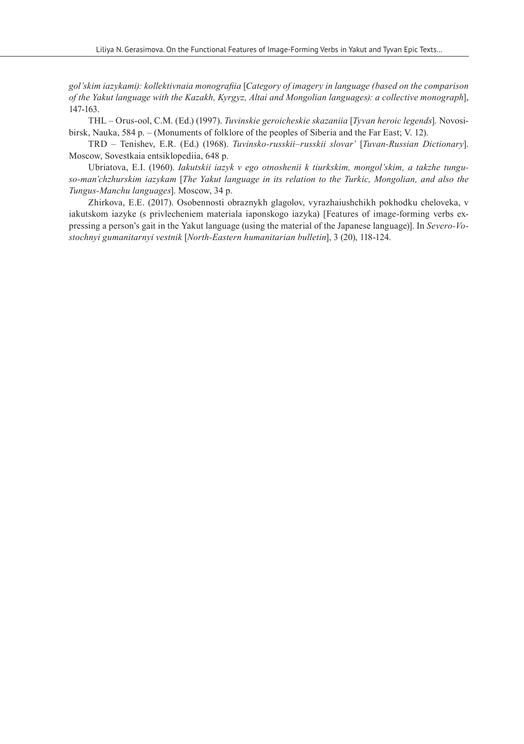*gol'skim iazykami): kollektivnaia monografiia* [*Category of imagery in language (based on the comparison of the Yakut language with the Kazakh, Kyrgyz, Altai and Mongolian languages): a collective monograph*], 147-163.

THL – Orus-ool, C.M. (Ed.) (1997). *Tuvinskie geroicheskie skazaniia* [*Tyvan heroic legends*]. Novosibirsk, Nauka, 584 p. – (Monuments of folklore of the peoples of Siberia and the Far East; V. 12).

TRD – Tenishev, E.R. (Ed.) (1968). *Tuvinsko-russkii–russkii slovar'* [*Tuvan-Russian Dictionary*]. Moscow, Sovestkaia entsiklopediia, 648 p.

Ubriatova, E.I. (1960). *Iakutskii iazyk v ego otnoshenii k tiurkskim, mongol'skim, a takzhe tunguso-man'chzhurskim iazykam* [*The Yakut language in its relation to the Turkic, Mongolian, and also the Tungus-Manchu languages*]. Moscow, 34 p.

Zhirkova, E.E. (2017). Osobennosti obraznykh glagolov, vyrazhaiushchikh pokhodku cheloveka, v iakutskom iazyke (s privlecheniem materiala iaponskogo iazyka) [Features of image-forming verbs expressing a person's gait in the Yakut language (using the material of the Japanese language)]. In *Severo-Vostochnyi gumanitarnyi vestnik* [*North-Eastern humanitarian bulletin*], 3 (20), 118-124.